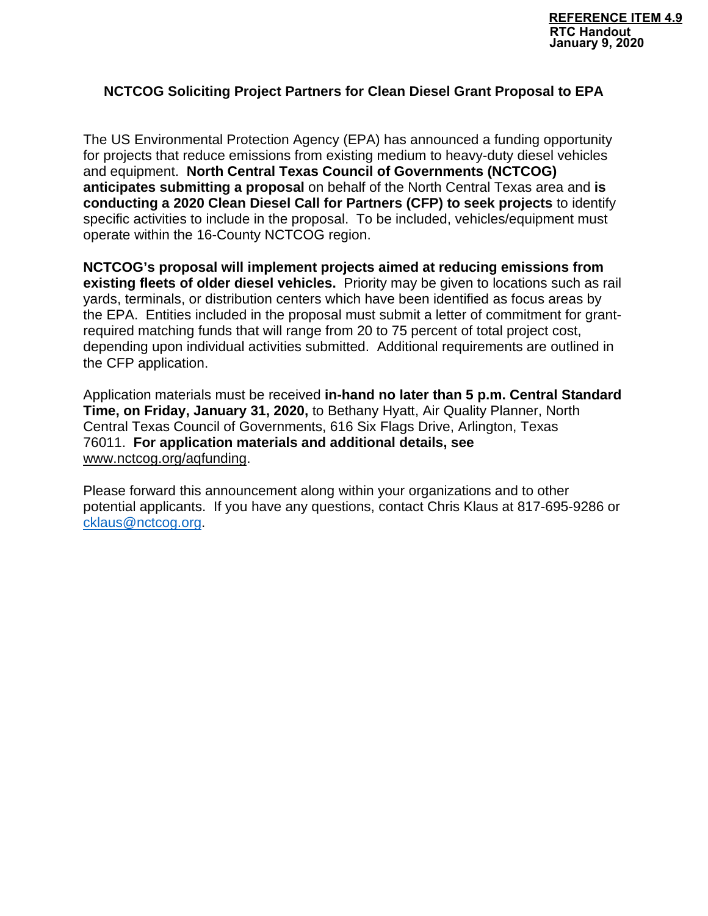**REFERENCE ITEM 4.9**
**RTC Handout**
**January 9, 2020**

## NCTCOG Soliciting Project Partners for Clean Diesel Grant Proposal to EPA

The US Environmental Protection Agency (EPA) has announced a funding opportunity for projects that reduce emissions from existing medium to heavy-duty diesel vehicles and equipment. **North Central Texas Council of Governments (NCTCOG) anticipates submitting a proposal** on behalf of the North Central Texas area and **is conducting a 2020 Clean Diesel Call for Partners (CFP) to seek projects** to identify specific activities to include in the proposal. To be included, vehicles/equipment must operate within the 16-County NCTCOG region.

**NCTCOG's proposal will implement projects aimed at reducing emissions from existing fleets of older diesel vehicles.** Priority may be given to locations such as rail yards, terminals, or distribution centers which have been identified as focus areas by the EPA. Entities included in the proposal must submit a letter of commitment for grant-required matching funds that will range from 20 to 75 percent of total project cost, depending upon individual activities submitted. Additional requirements are outlined in the CFP application.

Application materials must be received **in-hand no later than 5 p.m. Central Standard Time, on Friday, January 31, 2020,** to Bethany Hyatt, Air Quality Planner, North Central Texas Council of Governments, 616 Six Flags Drive, Arlington, Texas 76011. **For application materials and additional details, see** www.nctcog.org/aqfunding.

Please forward this announcement along within your organizations and to other potential applicants. If you have any questions, contact Chris Klaus at 817-695-9286 or cklaus@nctcog.org.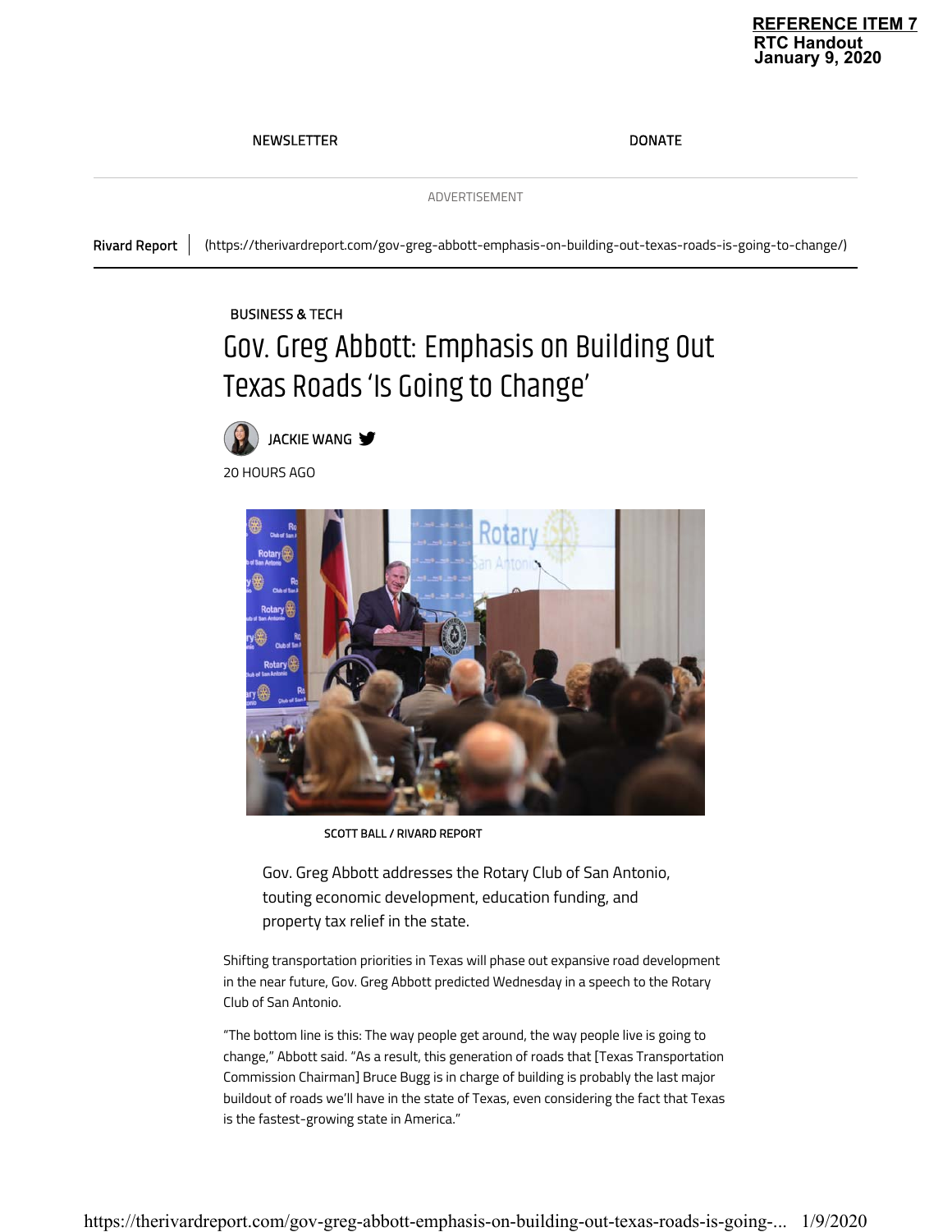**REFERENCE ITEM 7**
**RTC Handout**
**January 9, 2020**

NEWSLETTER DONATE

ADVERTISEMENT

Rivard Report | (https://therivardreport.com/gov-greg-abbott-emphasis-on-building-out-texas-roads-is-going-to-change/)

BUSINESS & TECH

# Gov. Greg Abbott: Emphasis on Building Out Texas Roads 'Is Going to Change'

JACKIE WANG

20 HOURS AGO

SCOTT BALL / RIVARD REPORT

Gov. Greg Abbott addresses the Rotary Club of San Antonio, touting economic development, education funding, and property tax relief in the state.

Shifting transportation priorities in Texas will phase out expansive road development in the near future, Gov. Greg Abbott predicted Wednesday in a speech to the Rotary Club of San Antonio.

"The bottom line is this: The way people get around, the way people live is going to change," Abbott said. "As a result, this generation of roads that [Texas Transportation Commission Chairman] Bruce Bugg is in charge of building is probably the last major buildout of roads we'll have in the state of Texas, even considering the fact that Texas is the fastest-growing state in America."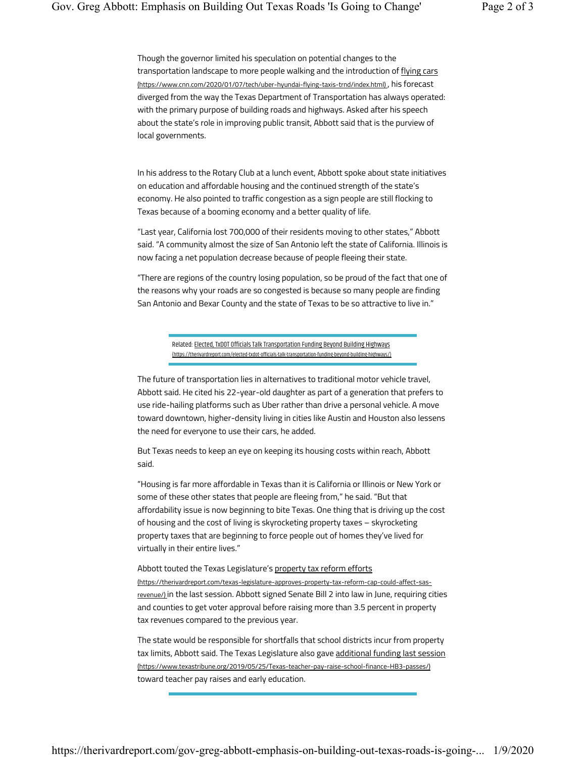Though the governor limited his speculation on potential changes to the transportation landscape to more people walking and the introduction of [flying cars](https://www.cnn.com/2020/01/07/tech/uber-hyundai-flying-taxis-trnd/index.html) (https://www.cnn.com/2020/01/07/tech/uber-hyundai-flying-taxis-trnd/index.html), his forecast diverged from the way the Texas Department of Transportation has always operated: with the primary purpose of building roads and highways. Asked after his speech about the state's role in improving public transit, Abbott said that is the purview of local governments.

In his address to the Rotary Club at a lunch event, Abbott spoke about state initiatives on education and affordable housing and the continued strength of the state's economy. He also pointed to traffic congestion as a sign people are still flocking to Texas because of a booming economy and a better quality of life.

"Last year, California lost 700,000 of their residents moving to other states," Abbott said. "A community almost the size of San Antonio left the state of California. Illinois is now facing a net population decrease because of people fleeing their state.

"There are regions of the country losing population, so be proud of the fact that one of the reasons why your roads are so congested is because so many people are finding San Antonio and Bexar County and the state of Texas to be so attractive to live in."

Related: [Elected, TxDOT Officials Talk Transportation Funding Beyond Building Highways](https://therivardreport.com/elected-txdot-officials-talk-transportation-funding-beyond-building-highways/) (https://therivardreport.com/elected-txdot-officials-talk-transportation-funding-beyond-building-highways/)

The future of transportation lies in alternatives to traditional motor vehicle travel, Abbott said. He cited his 22-year-old daughter as part of a generation that prefers to use ride-hailing platforms such as Uber rather than drive a personal vehicle. A move toward downtown, higher-density living in cities like Austin and Houston also lessens the need for everyone to use their cars, he added.

But Texas needs to keep an eye on keeping its housing costs within reach, Abbott said.

"Housing is far more affordable in Texas than it is California or Illinois or New York or some of these other states that people are fleeing from," he said. "But that affordability issue is now beginning to bite Texas. One thing that is driving up the cost of housing and the cost of living is skyrocketing property taxes – skyrocketing property taxes that are beginning to force people out of homes they've lived for virtually in their entire lives."

Abbott touted the Texas Legislature's [property tax reform efforts](https://therivardreport.com/texas-legislature-approves-property-tax-reform-cap-could-affect-sas-revenue/) (https://therivardreport.com/texas-legislature-approves-property-tax-reform-cap-could-affect-sas-revenue/) in the last session. Abbott signed Senate Bill 2 into law in June, requiring cities and counties to get voter approval before raising more than 3.5 percent in property tax revenues compared to the previous year.

The state would be responsible for shortfalls that school districts incur from property tax limits, Abbott said. The Texas Legislature also gave [additional funding last session](https://www.texastribune.org/2019/05/25/Texas-teacher-pay-raise-school-finance-HB3-passes/) (https://www.texastribune.org/2019/05/25/Texas-teacher-pay-raise-school-finance-HB3-passes/) toward teacher pay raises and early education.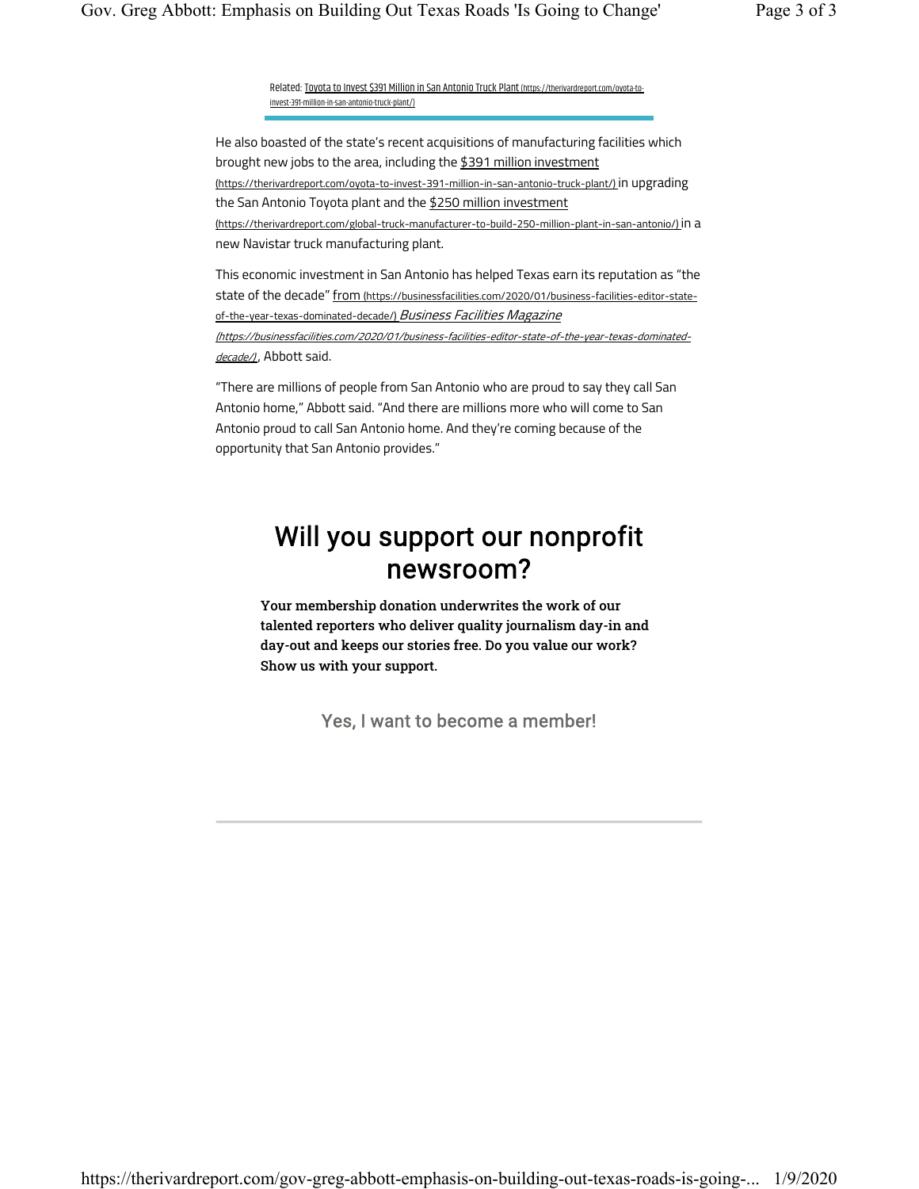Related: [Toyota to Invest $391 Million in San Antonio Truck Plant](https://therivardreport.com/oyota-to-invest-391-million-in-san-antonio-truck-plant/) (https://therivardreport.com/oyota-to-invest-391-million-in-san-antonio-truck-plant/)

He also boasted of the state's recent acquisitions of manufacturing facilities which brought new jobs to the area, including the [$391 million investment](https://therivardreport.com/oyota-to-invest-391-million-in-san-antonio-truck-plant/) (https://therivardreport.com/oyota-to-invest-391-million-in-san-antonio-truck-plant/) in upgrading the San Antonio Toyota plant and the [$250 million investment](https://therivardreport.com/global-truck-manufacturer-to-build-250-million-plant-in-san-antonio/) (https://therivardreport.com/global-truck-manufacturer-to-build-250-million-plant-in-san-antonio/) in a new Navistar truck manufacturing plant.

This economic investment in San Antonio has helped Texas earn its reputation as "the state of the decade" [from](https://businessfacilities.com/2020/01/business-facilities-editor-state-of-the-year-texas-dominated-decade/) (https://businessfacilities.com/2020/01/business-facilities-editor-state-of-the-year-texas-dominated-decade/) [*Business Facilities Magazine*](https://businessfacilities.com/2020/01/business-facilities-editor-state-of-the-year-texas-dominated-decade/) *(https://businessfacilities.com/2020/01/business-facilities-editor-state-of-the-year-texas-dominated-decade/)*, Abbott said.

"There are millions of people from San Antonio who are proud to say they call San Antonio home," Abbott said. "And there are millions more who will come to San Antonio proud to call San Antonio home. And they're coming because of the opportunity that San Antonio provides."

## Will you support our nonprofit newsroom?

**Your membership donation underwrites the work of our talented reporters who deliver quality journalism day-in and day-out and keeps our stories free. Do you value our work? Show us with your support.**

Yes, I want to become a member!